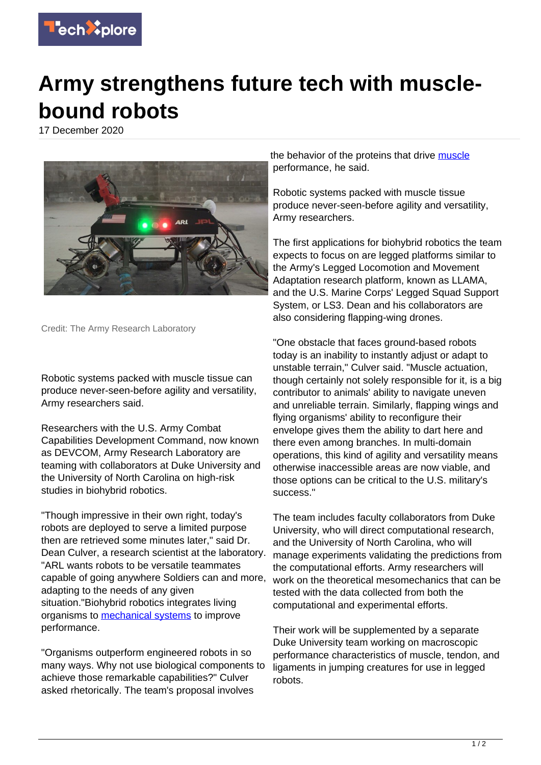# Army strengthens future tech with muscle-bound robots

17 December 2020

Credit: The Army Research Laboratory

Robotic systems packed with muscle tissue can produce never-seen-before agility and versatility, Army researchers said.

Researchers with the U.S. Army Combat Capabilities Development Command, now known as DEVCOM, Army Research Laboratory are teaming with collaborators at Duke University and the University of North Carolina on high-risk studies in biohybrid robotics.

"Though impressive in their own right, today's robots are deployed to serve a limited purpose then are retrieved some minutes later," said Dr. Dean Culver, a research scientist at the laboratory. "ARL wants robots to be versatile teammates capable of going anywhere Soldiers can and more, adapting to the needs of any given situation."Biohybrid robotics integrates living organisms to mechanical systems to improve performance.

"Organisms outperform engineered robots in so many ways. Why not use biological components to achieve those remarkable capabilities?" Culver asked rhetorically. The team's proposal involves the behavior of the proteins that drive muscle performance, he said.

Robotic systems packed with muscle tissue produce never-seen-before agility and versatility, Army researchers.

The first applications for biohybrid robotics the team expects to focus on are legged platforms similar to the Army's Legged Locomotion and Movement Adaptation research platform, known as LLAMA, and the U.S. Marine Corps' Legged Squad Support System, or LS3. Dean and his collaborators are also considering flapping-wing drones.

"One obstacle that faces ground-based robots today is an inability to instantly adjust or adapt to unstable terrain," Culver said. "Muscle actuation, though certainly not solely responsible for it, is a big contributor to animals' ability to navigate uneven and unreliable terrain. Similarly, flapping wings and flying organisms' ability to reconfigure their envelope gives them the ability to dart here and there even among branches. In multi-domain operations, this kind of agility and versatility means otherwise inaccessible areas are now viable, and those options can be critical to the U.S. military's success."

The team includes faculty collaborators from Duke University, who will direct computational research, and the University of North Carolina, who will manage experiments validating the predictions from the computational efforts. Army researchers will work on the theoretical mesomechanics that can be tested with the data collected from both the computational and experimental efforts.

Their work will be supplemented by a separate Duke University team working on macroscopic performance characteristics of muscle, tendon, and ligaments in jumping creatures for use in legged robots.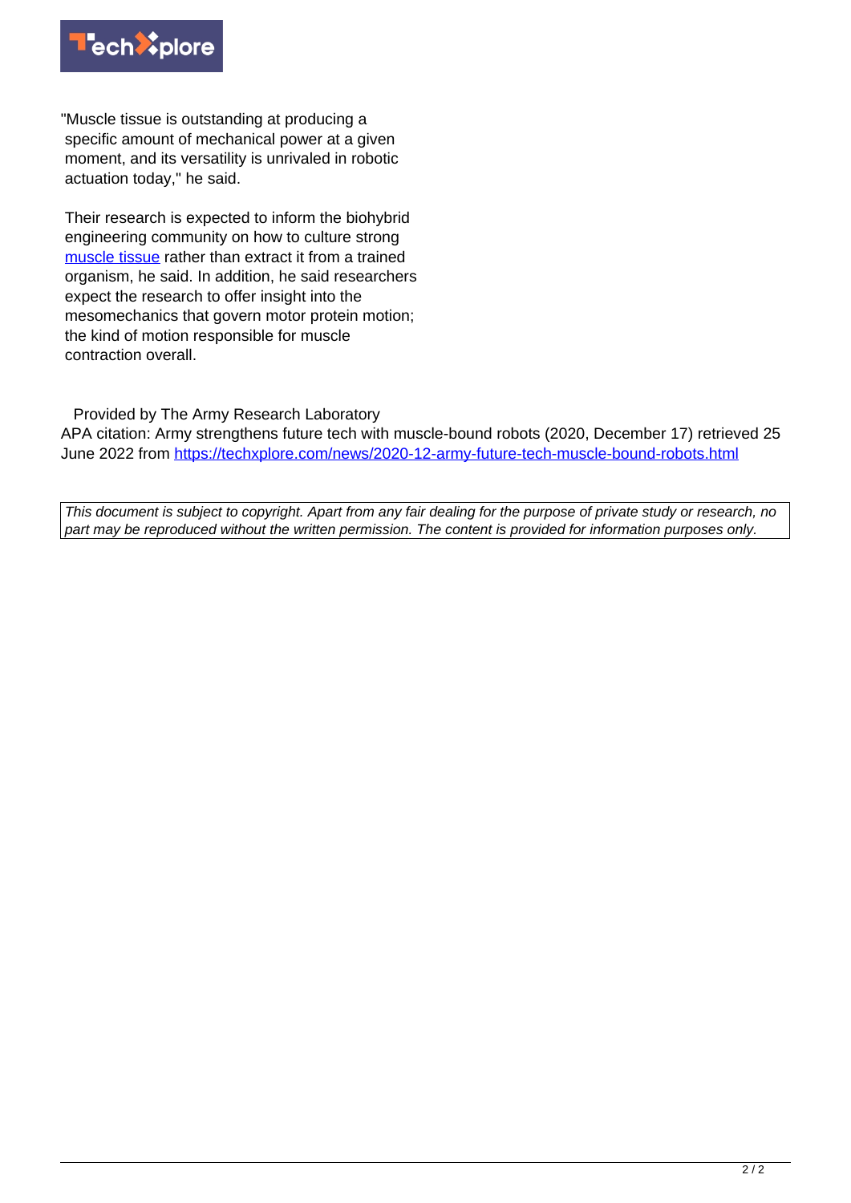"Muscle tissue is outstanding at producing a specific amount of mechanical power at a given moment, and its versatility is unrivaled in robotic actuation today," he said.

Their research is expected to inform the biohybrid engineering community on how to culture strong [muscle tissue](https://techxplore.com) rather than extract it from a trained organism, he said. In addition, he said researchers expect the research to offer insight into the mesomechanics that govern motor protein motion; the kind of motion responsible for muscle contraction overall.

Provided by The Army Research Laboratory

APA citation: Army strengthens future tech with muscle-bound robots (2020, December 17) retrieved 25 June 2022 from https://techxplore.com/news/2020-12-army-future-tech-muscle-bound-robots.html

*This document is subject to copyright. Apart from any fair dealing for the purpose of private study or research, no part may be reproduced without the written permission. The content is provided for information purposes only.*